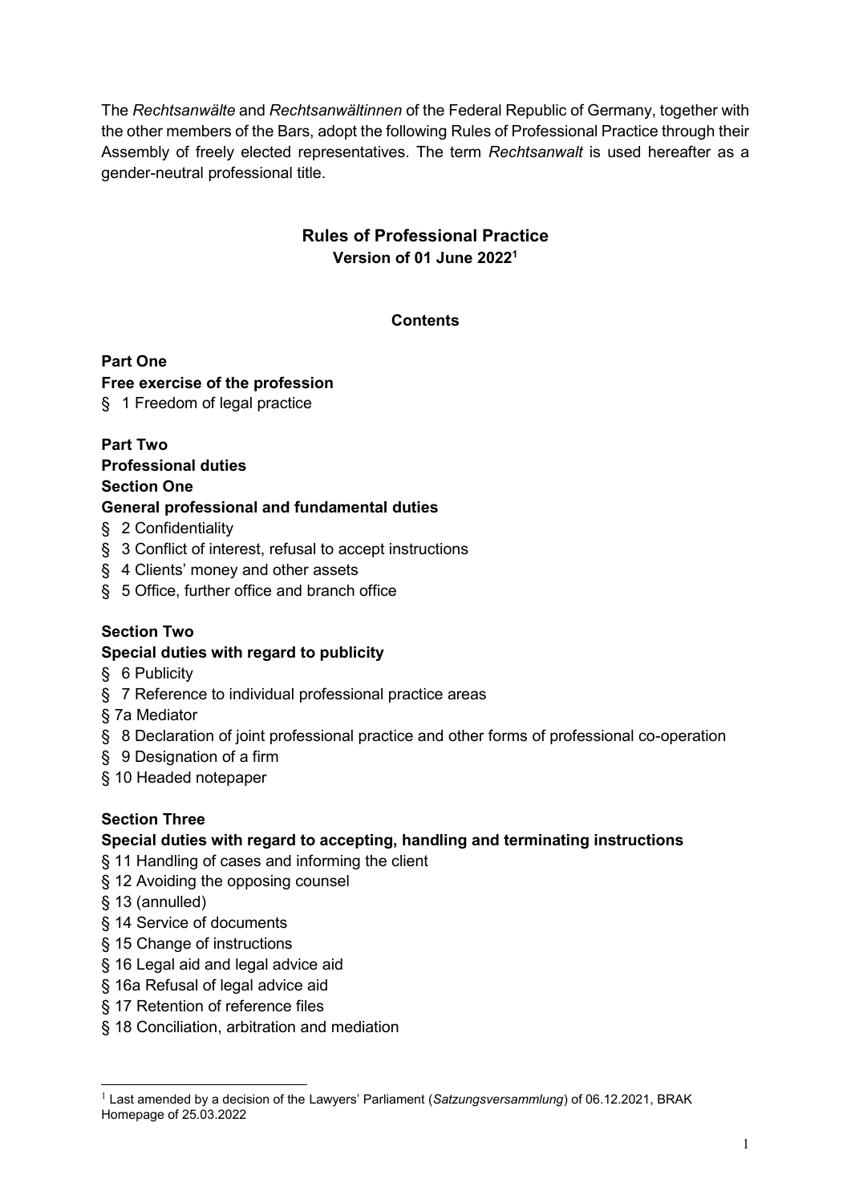The *Rechtsanwälte* and *Rechtsanwältinnen* of the Federal Republic of Germany, together with the other members of the Bars, adopt the following Rules of Professional Practice through their Assembly of freely elected representatives. The term *Rechtsanwalt* is used hereafter as a gender-neutral professional title.

# Rules of Professional Practice

**Version of 01 June 2022**[1]

## Contents

**Part One**
**Free exercise of the profession**

§ 1 Freedom of legal practice

**Part Two**
**Professional duties**
**Section One**
**General professional and fundamental duties**

§ 2 Confidentiality
§ 3 Conflict of interest, refusal to accept instructions
§ 4 Clients' money and other assets
§ 5 Office, further office and branch office

**Section Two**
**Special duties with regard to publicity**

§ 6 Publicity
§ 7 Reference to individual professional practice areas
§ 7a Mediator
§ 8 Declaration of joint professional practice and other forms of professional co-operation
§ 9 Designation of a firm
§ 10 Headed notepaper

**Section Three**
**Special duties with regard to accepting, handling and terminating instructions**

§ 11 Handling of cases and informing the client
§ 12 Avoiding the opposing counsel
§ 13 (annulled)
§ 14 Service of documents
§ 15 Change of instructions
§ 16 Legal aid and legal advice aid
§ 16a Refusal of legal advice aid
§ 17 Retention of reference files
§ 18 Conciliation, arbitration and mediation

---

[1] Last amended by a decision of the Lawyers' Parliament (*Satzungsversammlung*) of 06.12.2021, BRAK Homepage of 25.03.2022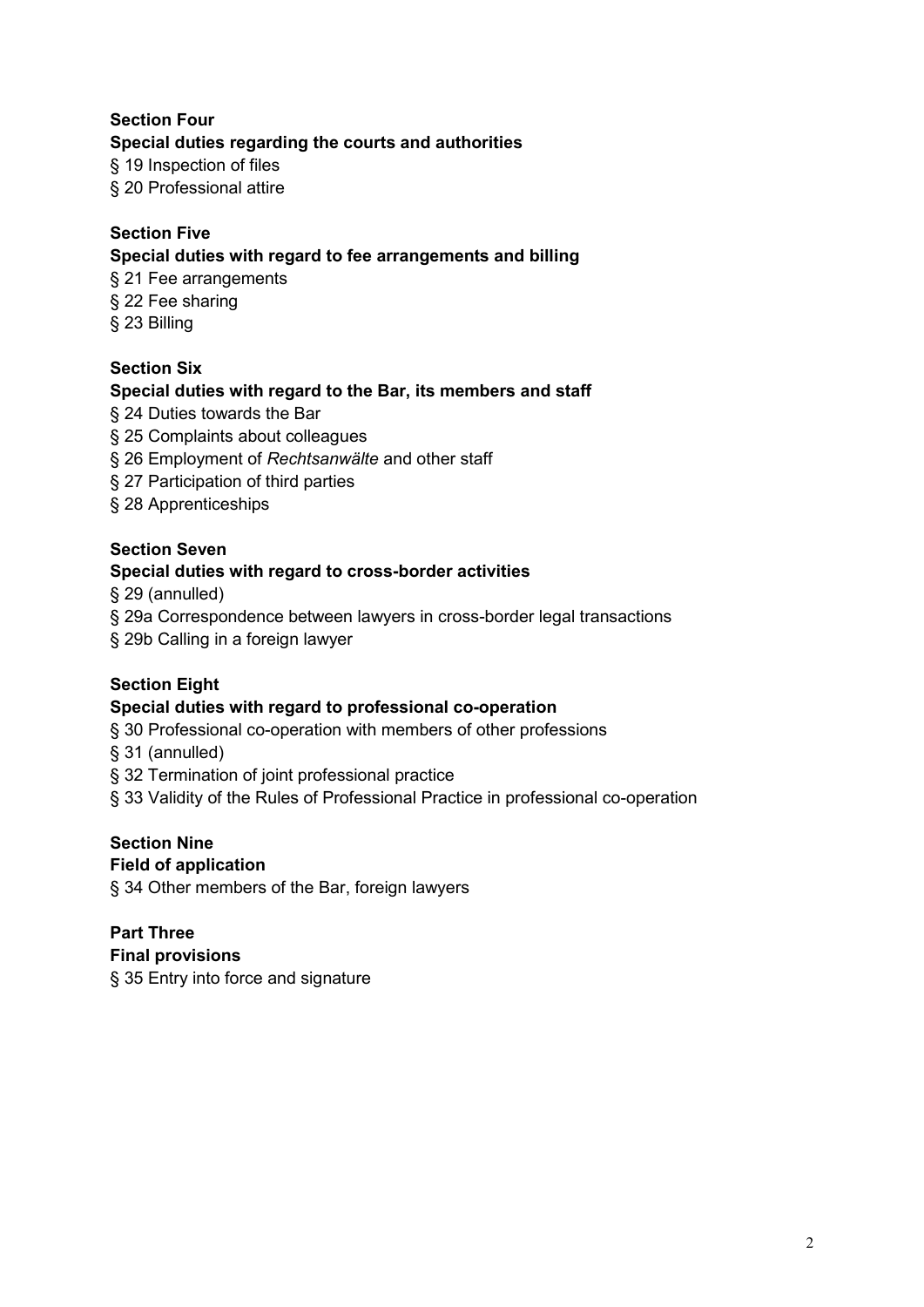**Section Four**
**Special duties regarding the courts and authorities**
§ 19 Inspection of files
§ 20 Professional attire

**Section Five**
**Special duties with regard to fee arrangements and billing**
§ 21 Fee arrangements
§ 22 Fee sharing
§ 23 Billing

**Section Six**
**Special duties with regard to the Bar, its members and staff**
§ 24 Duties towards the Bar
§ 25 Complaints about colleagues
§ 26 Employment of *Rechtsanwälte* and other staff
§ 27 Participation of third parties
§ 28 Apprenticeships

**Section Seven**
**Special duties with regard to cross-border activities**
§ 29 (annulled)
§ 29a Correspondence between lawyers in cross-border legal transactions
§ 29b Calling in a foreign lawyer

**Section Eight**
**Special duties with regard to professional co-operation**
§ 30 Professional co-operation with members of other professions
§ 31 (annulled)
§ 32 Termination of joint professional practice
§ 33 Validity of the Rules of Professional Practice in professional co-operation

**Section Nine**
**Field of application**
§ 34 Other members of the Bar, foreign lawyers

**Part Three**
**Final provisions**
§ 35 Entry into force and signature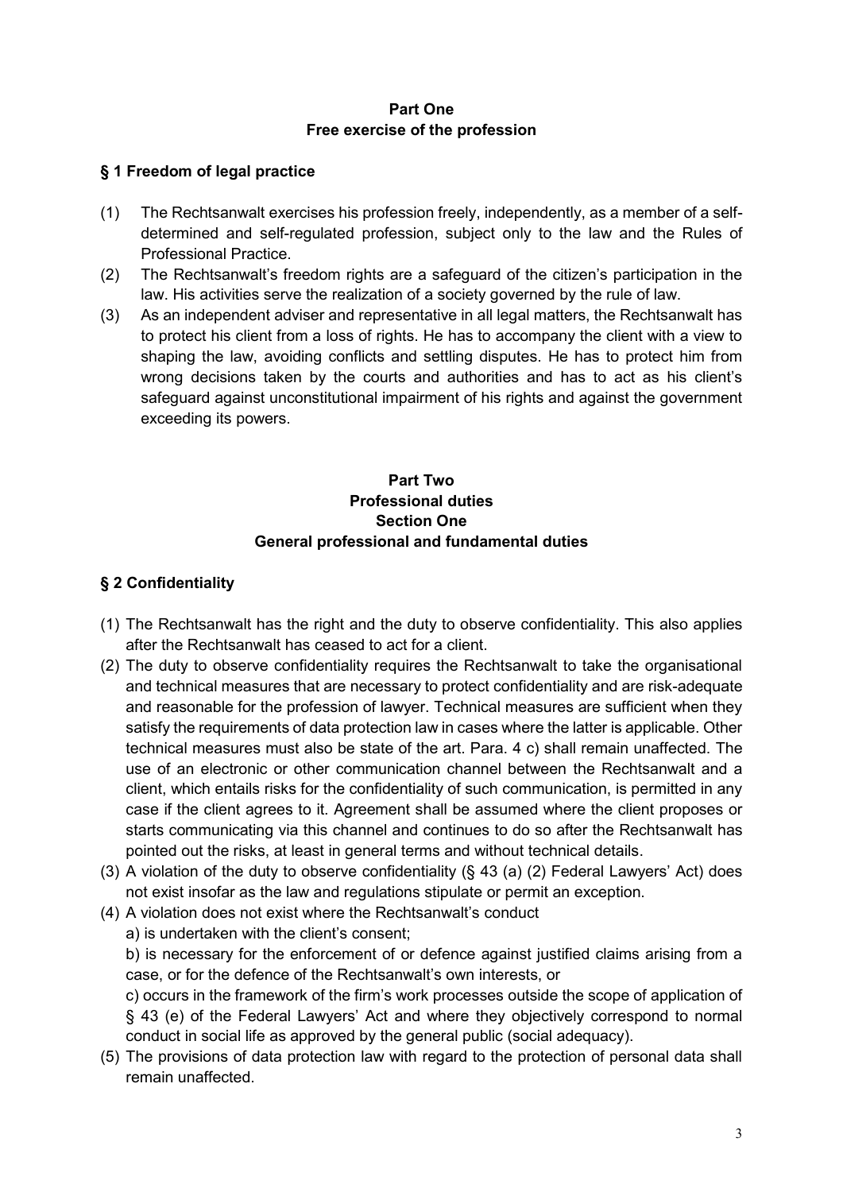## Part One
## Free exercise of the profession

### § 1 Freedom of legal practice

(1) The Rechtsanwalt exercises his profession freely, independently, as a member of a self-determined and self-regulated profession, subject only to the law and the Rules of Professional Practice.

(2) The Rechtsanwalt's freedom rights are a safeguard of the citizen's participation in the law. His activities serve the realization of a society governed by the rule of law.

(3) As an independent adviser and representative in all legal matters, the Rechtsanwalt has to protect his client from a loss of rights. He has to accompany the client with a view to shaping the law, avoiding conflicts and settling disputes. He has to protect him from wrong decisions taken by the courts and authorities and has to act as his client's safeguard against unconstitutional impairment of his rights and against the government exceeding its powers.

## Part Two
## Professional duties
## Section One
## General professional and fundamental duties

### § 2 Confidentiality

(1) The Rechtsanwalt has the right and the duty to observe confidentiality. This also applies after the Rechtsanwalt has ceased to act for a client.

(2) The duty to observe confidentiality requires the Rechtsanwalt to take the organisational and technical measures that are necessary to protect confidentiality and are risk-adequate and reasonable for the profession of lawyer. Technical measures are sufficient when they satisfy the requirements of data protection law in cases where the latter is applicable. Other technical measures must also be state of the art. Para. 4 c) shall remain unaffected. The use of an electronic or other communication channel between the Rechtsanwalt and a client, which entails risks for the confidentiality of such communication, is permitted in any case if the client agrees to it. Agreement shall be assumed where the client proposes or starts communicating via this channel and continues to do so after the Rechtsanwalt has pointed out the risks, at least in general terms and without technical details.

(3) A violation of the duty to observe confidentiality (§ 43 (a) (2) Federal Lawyers' Act) does not exist insofar as the law and regulations stipulate or permit an exception.

(4) A violation does not exist where the Rechtsanwalt's conduct

a) is undertaken with the client's consent;

b) is necessary for the enforcement of or defence against justified claims arising from a case, or for the defence of the Rechtsanwalt's own interests, or

c) occurs in the framework of the firm's work processes outside the scope of application of § 43 (e) of the Federal Lawyers' Act and where they objectively correspond to normal conduct in social life as approved by the general public (social adequacy).

(5) The provisions of data protection law with regard to the protection of personal data shall remain unaffected.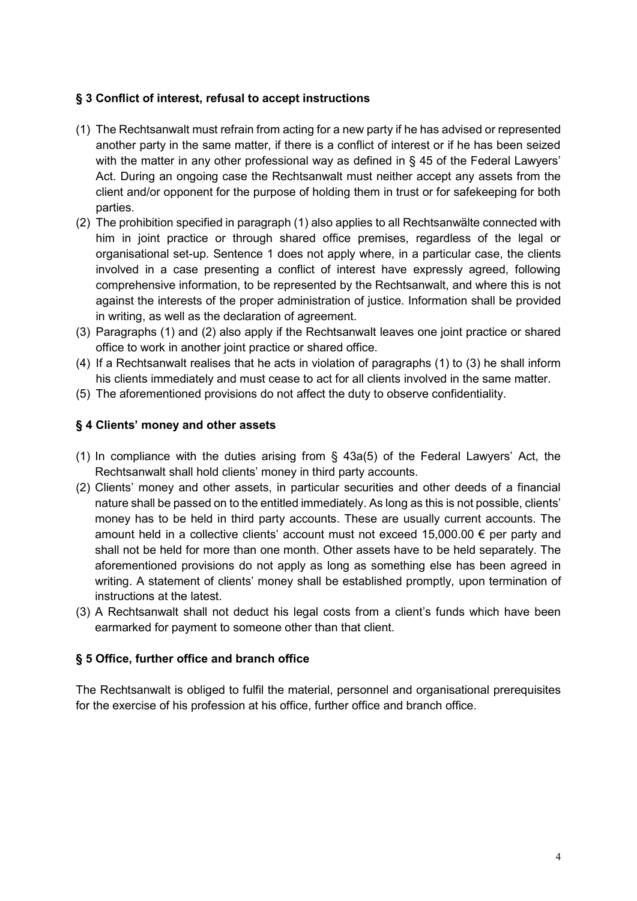### § 3 Conflict of interest, refusal to accept instructions

(1) The Rechtsanwalt must refrain from acting for a new party if he has advised or represented another party in the same matter, if there is a conflict of interest or if he has been seized with the matter in any other professional way as defined in § 45 of the Federal Lawyers' Act. During an ongoing case the Rechtsanwalt must neither accept any assets from the client and/or opponent for the purpose of holding them in trust or for safekeeping for both parties.

(2) The prohibition specified in paragraph (1) also applies to all Rechtsanwälte connected with him in joint practice or through shared office premises, regardless of the legal or organisational set-up. Sentence 1 does not apply where, in a particular case, the clients involved in a case presenting a conflict of interest have expressly agreed, following comprehensive information, to be represented by the Rechtsanwalt, and where this is not against the interests of the proper administration of justice. Information shall be provided in writing, as well as the declaration of agreement.

(3) Paragraphs (1) and (2) also apply if the Rechtsanwalt leaves one joint practice or shared office to work in another joint practice or shared office.

(4) If a Rechtsanwalt realises that he acts in violation of paragraphs (1) to (3) he shall inform his clients immediately and must cease to act for all clients involved in the same matter.

(5) The aforementioned provisions do not affect the duty to observe confidentiality.

### § 4 Clients' money and other assets

(1) In compliance with the duties arising from § 43a(5) of the Federal Lawyers' Act, the Rechtsanwalt shall hold clients' money in third party accounts.

(2) Clients' money and other assets, in particular securities and other deeds of a financial nature shall be passed on to the entitled immediately. As long as this is not possible, clients' money has to be held in third party accounts. These are usually current accounts. The amount held in a collective clients' account must not exceed 15,000.00 € per party and shall not be held for more than one month. Other assets have to be held separately. The aforementioned provisions do not apply as long as something else has been agreed in writing. A statement of clients' money shall be established promptly, upon termination of instructions at the latest.

(3) A Rechtsanwalt shall not deduct his legal costs from a client's funds which have been earmarked for payment to someone other than that client.

### § 5 Office, further office and branch office

The Rechtsanwalt is obliged to fulfil the material, personnel and organisational prerequisites for the exercise of his profession at his office, further office and branch office.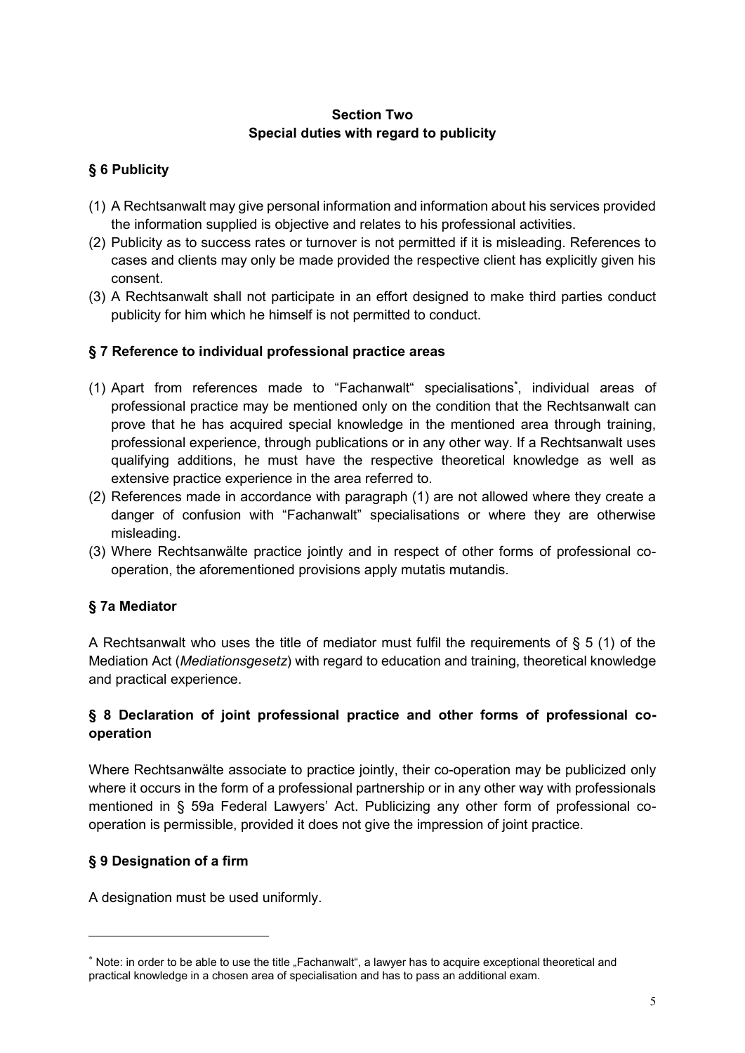## Section Two
## Special duties with regard to publicity

### § 6 Publicity

(1) A Rechtsanwalt may give personal information and information about his services provided the information supplied is objective and relates to his professional activities.
(2) Publicity as to success rates or turnover is not permitted if it is misleading. References to cases and clients may only be made provided the respective client has explicitly given his consent.
(3) A Rechtsanwalt shall not participate in an effort designed to make third parties conduct publicity for him which he himself is not permitted to conduct.

### § 7 Reference to individual professional practice areas

(1) Apart from references made to "Fachanwalt" specialisations*, individual areas of professional practice may be mentioned only on the condition that the Rechtsanwalt can prove that he has acquired special knowledge in the mentioned area through training, professional experience, through publications or in any other way. If a Rechtsanwalt uses qualifying additions, he must have the respective theoretical knowledge as well as extensive practice experience in the area referred to.
(2) References made in accordance with paragraph (1) are not allowed where they create a danger of confusion with "Fachanwalt" specialisations or where they are otherwise misleading.
(3) Where Rechtsanwälte practice jointly and in respect of other forms of professional co-operation, the aforementioned provisions apply mutatis mutandis.

### § 7a Mediator

A Rechtsanwalt who uses the title of mediator must fulfil the requirements of § 5 (1) of the Mediation Act (*Mediationsgesetz*) with regard to education and training, theoretical knowledge and practical experience.

### § 8 Declaration of joint professional practice and other forms of professional co-operation

Where Rechtsanwälte associate to practice jointly, their co-operation may be publicized only where it occurs in the form of a professional partnership or in any other way with professionals mentioned in § 59a Federal Lawyers' Act. Publicizing any other form of professional co-operation is permissible, provided it does not give the impression of joint practice.

### § 9 Designation of a firm

A designation must be used uniformly.

---

* Note: in order to be able to use the title „Fachanwalt", a lawyer has to acquire exceptional theoretical and practical knowledge in a chosen area of specialisation and has to pass an additional exam.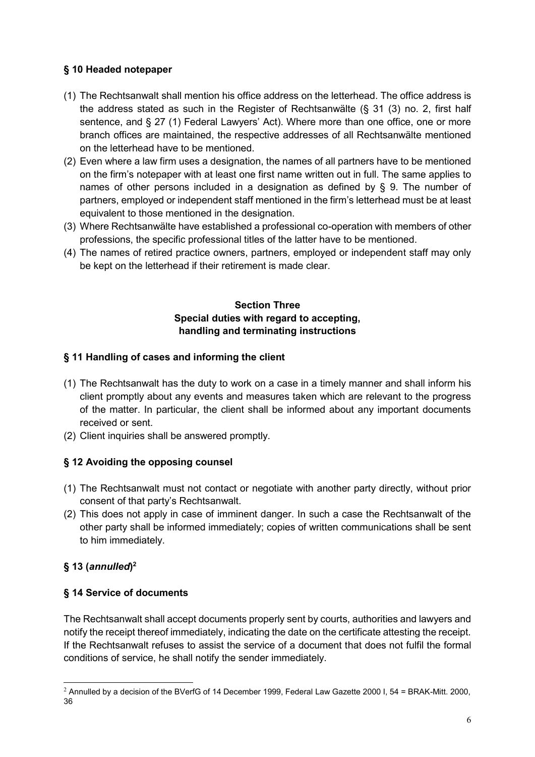### § 10 Headed notepaper

(1) The Rechtsanwalt shall mention his office address on the letterhead. The office address is the address stated as such in the Register of Rechtsanwälte (§ 31 (3) no. 2, first half sentence, and § 27 (1) Federal Lawyers' Act). Where more than one office, one or more branch offices are maintained, the respective addresses of all Rechtsanwälte mentioned on the letterhead have to be mentioned.

(2) Even where a law firm uses a designation, the names of all partners have to be mentioned on the firm's notepaper with at least one first name written out in full. The same applies to names of other persons included in a designation as defined by § 9. The number of partners, employed or independent staff mentioned in the firm's letterhead must be at least equivalent to those mentioned in the designation.

(3) Where Rechtsanwälte have established a professional co-operation with members of other professions, the specific professional titles of the latter have to be mentioned.

(4) The names of retired practice owners, partners, employed or independent staff may only be kept on the letterhead if their retirement is made clear.

## Section Three
## Special duties with regard to accepting, handling and terminating instructions

### § 11 Handling of cases and informing the client

(1) The Rechtsanwalt has the duty to work on a case in a timely manner and shall inform his client promptly about any events and measures taken which are relevant to the progress of the matter. In particular, the client shall be informed about any important documents received or sent.

(2) Client inquiries shall be answered promptly.

### § 12 Avoiding the opposing counsel

(1) The Rechtsanwalt must not contact or negotiate with another party directly, without prior consent of that party's Rechtsanwalt.

(2) This does not apply in case of imminent danger. In such a case the Rechtsanwalt of the other party shall be informed immediately; copies of written communications shall be sent to him immediately.

### § 13 (*annulled*)[2]

### § 14 Service of documents

The Rechtsanwalt shall accept documents properly sent by courts, authorities and lawyers and notify the receipt thereof immediately, indicating the date on the certificate attesting the receipt. If the Rechtsanwalt refuses to assist the service of a document that does not fulfil the formal conditions of service, he shall notify the sender immediately.

---

[2] Annulled by a decision of the BVerfG of 14 December 1999, Federal Law Gazette 2000 I, 54 = BRAK-Mitt. 2000, 36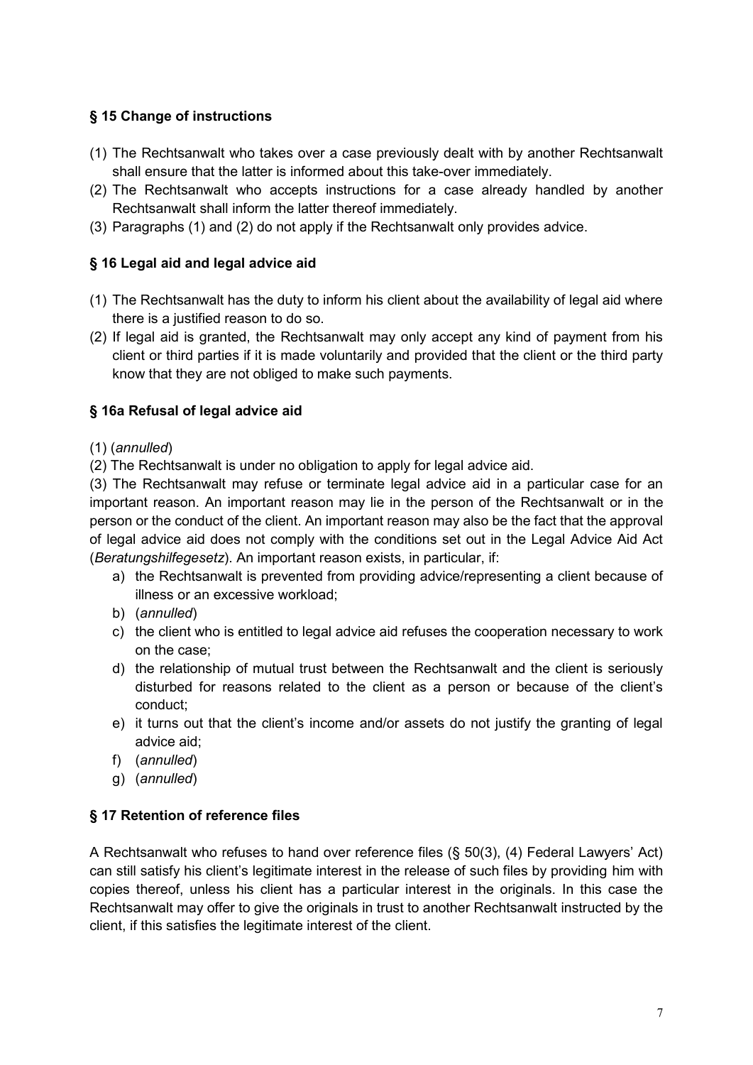### § 15 Change of instructions

(1) The Rechtsanwalt who takes over a case previously dealt with by another Rechtsanwalt shall ensure that the latter is informed about this take-over immediately.
(2) The Rechtsanwalt who accepts instructions for a case already handled by another Rechtsanwalt shall inform the latter thereof immediately.
(3) Paragraphs (1) and (2) do not apply if the Rechtsanwalt only provides advice.

### § 16 Legal aid and legal advice aid

(1) The Rechtsanwalt has the duty to inform his client about the availability of legal aid where there is a justified reason to do so.
(2) If legal aid is granted, the Rechtsanwalt may only accept any kind of payment from his client or third parties if it is made voluntarily and provided that the client or the third party know that they are not obliged to make such payments.

### § 16a Refusal of legal advice aid

(1) (*annulled*)

(2) The Rechtsanwalt is under no obligation to apply for legal advice aid.

(3) The Rechtsanwalt may refuse or terminate legal advice aid in a particular case for an important reason. An important reason may lie in the person of the Rechtsanwalt or in the person or the conduct of the client. An important reason may also be the fact that the approval of legal advice aid does not comply with the conditions set out in the Legal Advice Aid Act (*Beratungshilfegesetz*). An important reason exists, in particular, if:

a) the Rechtsanwalt is prevented from providing advice/representing a client because of illness or an excessive workload;
b) (*annulled*)
c) the client who is entitled to legal advice aid refuses the cooperation necessary to work on the case;
d) the relationship of mutual trust between the Rechtsanwalt and the client is seriously disturbed for reasons related to the client as a person or because of the client's conduct;
e) it turns out that the client's income and/or assets do not justify the granting of legal advice aid;
f) (*annulled*)
g) (*annulled*)

### § 17 Retention of reference files

A Rechtsanwalt who refuses to hand over reference files (§ 50(3), (4) Federal Lawyers' Act) can still satisfy his client's legitimate interest in the release of such files by providing him with copies thereof, unless his client has a particular interest in the originals. In this case the Rechtsanwalt may offer to give the originals in trust to another Rechtsanwalt instructed by the client, if this satisfies the legitimate interest of the client.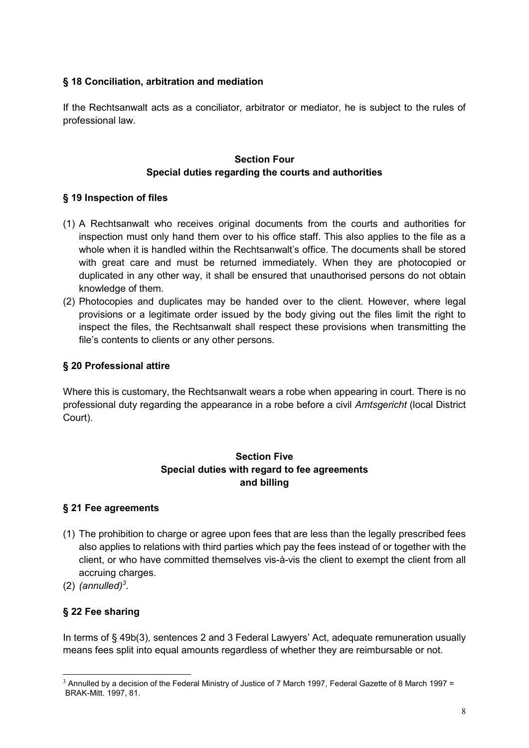### § 18 Conciliation, arbitration and mediation

If the Rechtsanwalt acts as a conciliator, arbitrator or mediator, he is subject to the rules of professional law.

## Section Four
## Special duties regarding the courts and authorities

### § 19 Inspection of files

(1) A Rechtsanwalt who receives original documents from the courts and authorities for inspection must only hand them over to his office staff. This also applies to the file as a whole when it is handled within the Rechtsanwalt's office. The documents shall be stored with great care and must be returned immediately. When they are photocopied or duplicated in any other way, it shall be ensured that unauthorised persons do not obtain knowledge of them.

(2) Photocopies and duplicates may be handed over to the client. However, where legal provisions or a legitimate order issued by the body giving out the files limit the right to inspect the files, the Rechtsanwalt shall respect these provisions when transmitting the file's contents to clients or any other persons.

### § 20 Professional attire

Where this is customary, the Rechtsanwalt wears a robe when appearing in court. There is no professional duty regarding the appearance in a robe before a civil *Amtsgericht* (local District Court).

## Section Five
## Special duties with regard to fee agreements and billing

### § 21 Fee agreements

(1) The prohibition to charge or agree upon fees that are less than the legally prescribed fees also applies to relations with third parties which pay the fees instead of or together with the client, or who have committed themselves vis-à-vis the client to exempt the client from all accruing charges.

(2) *(annulled)*[3].

### § 22 Fee sharing

In terms of § 49b(3), sentences 2 and 3 Federal Lawyers' Act, adequate remuneration usually means fees split into equal amounts regardless of whether they are reimbursable or not.

---

[3] Annulled by a decision of the Federal Ministry of Justice of 7 March 1997, Federal Gazette of 8 March 1997 = BRAK-Mitt. 1997, 81.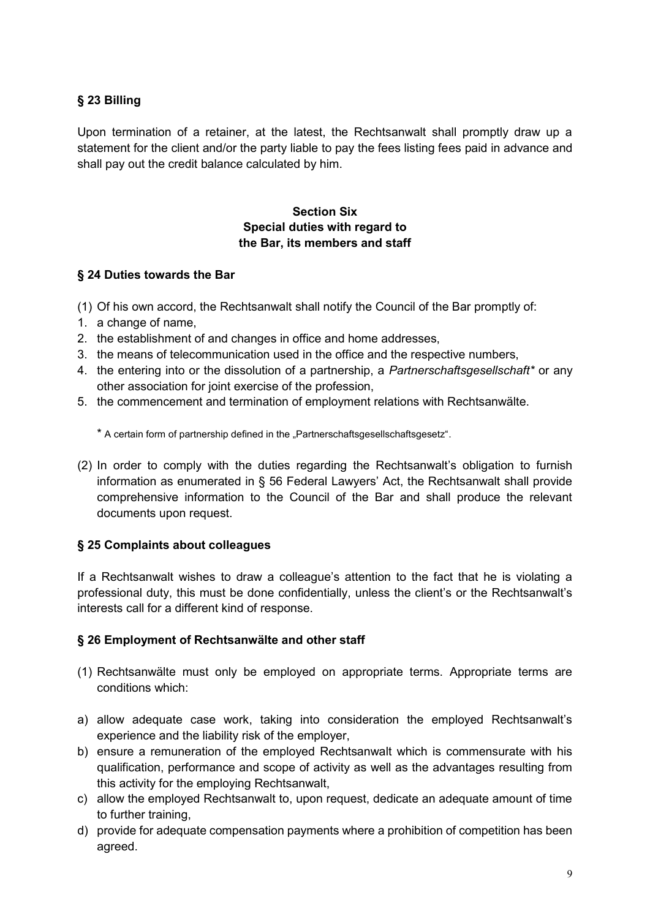### § 23 Billing

Upon termination of a retainer, at the latest, the Rechtsanwalt shall promptly draw up a statement for the client and/or the party liable to pay the fees listing fees paid in advance and shall pay out the credit balance calculated by him.

## Section Six
## Special duties with regard to the Bar, its members and staff

### § 24 Duties towards the Bar

(1) Of his own accord, the Rechtsanwalt shall notify the Council of the Bar promptly of:
1. a change of name,
2. the establishment of and changes in office and home addresses,
3. the means of telecommunication used in the office and the respective numbers,
4. the entering into or the dissolution of a partnership, a *Partnerschaftsgesellschaft** or any other association for joint exercise of the profession,
5. the commencement and termination of employment relations with Rechtsanwälte.

\* A certain form of partnership defined in the „Partnerschaftsgesellschaftsgesetz".

(2) In order to comply with the duties regarding the Rechtsanwalt's obligation to furnish information as enumerated in § 56 Federal Lawyers' Act, the Rechtsanwalt shall provide comprehensive information to the Council of the Bar and shall produce the relevant documents upon request.

### § 25 Complaints about colleagues

If a Rechtsanwalt wishes to draw a colleague's attention to the fact that he is violating a professional duty, this must be done confidentially, unless the client's or the Rechtsanwalt's interests call for a different kind of response.

### § 26 Employment of Rechtsanwälte and other staff

(1) Rechtsanwälte must only be employed on appropriate terms. Appropriate terms are conditions which:

a) allow adequate case work, taking into consideration the employed Rechtsanwalt's experience and the liability risk of the employer,
b) ensure a remuneration of the employed Rechtsanwalt which is commensurate with his qualification, performance and scope of activity as well as the advantages resulting from this activity for the employing Rechtsanwalt,
c) allow the employed Rechtsanwalt to, upon request, dedicate an adequate amount of time to further training,
d) provide for adequate compensation payments where a prohibition of competition has been agreed.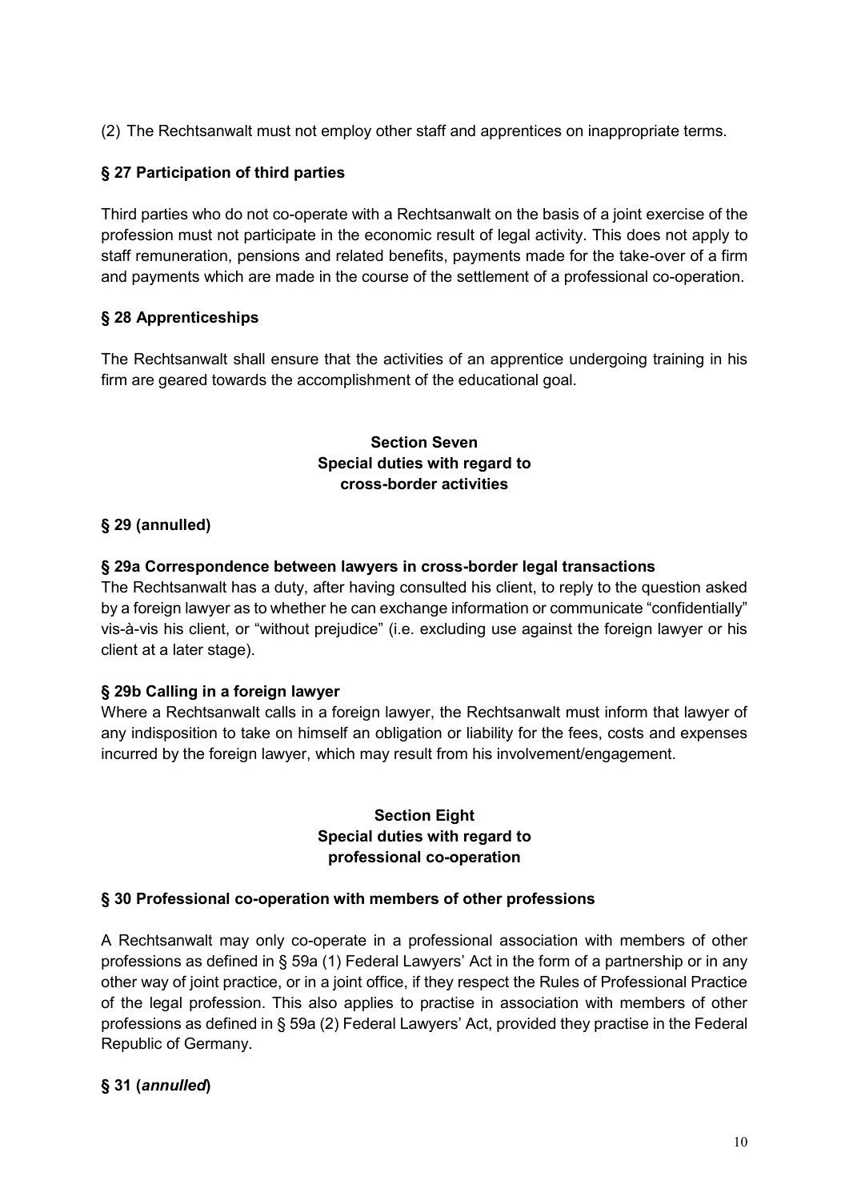(2) The Rechtsanwalt must not employ other staff and apprentices on inappropriate terms.

### § 27 Participation of third parties

Third parties who do not co-operate with a Rechtsanwalt on the basis of a joint exercise of the profession must not participate in the economic result of legal activity. This does not apply to staff remuneration, pensions and related benefits, payments made for the take-over of a firm and payments which are made in the course of the settlement of a professional co-operation.

### § 28 Apprenticeships

The Rechtsanwalt shall ensure that the activities of an apprentice undergoing training in his firm are geared towards the accomplishment of the educational goal.

## Section Seven
## Special duties with regard to cross-border activities

### § 29 (annulled)

### § 29a Correspondence between lawyers in cross-border legal transactions

The Rechtsanwalt has a duty, after having consulted his client, to reply to the question asked by a foreign lawyer as to whether he can exchange information or communicate "confidentially" vis-à-vis his client, or "without prejudice" (i.e. excluding use against the foreign lawyer or his client at a later stage).

### § 29b Calling in a foreign lawyer

Where a Rechtsanwalt calls in a foreign lawyer, the Rechtsanwalt must inform that lawyer of any indisposition to take on himself an obligation or liability for the fees, costs and expenses incurred by the foreign lawyer, which may result from his involvement/engagement.

## Section Eight
## Special duties with regard to professional co-operation

### § 30 Professional co-operation with members of other professions

A Rechtsanwalt may only co-operate in a professional association with members of other professions as defined in § 59a (1) Federal Lawyers' Act in the form of a partnership or in any other way of joint practice, or in a joint office, if they respect the Rules of Professional Practice of the legal profession. This also applies to practise in association with members of other professions as defined in § 59a (2) Federal Lawyers' Act, provided they practise in the Federal Republic of Germany.

### § 31 (*annulled*)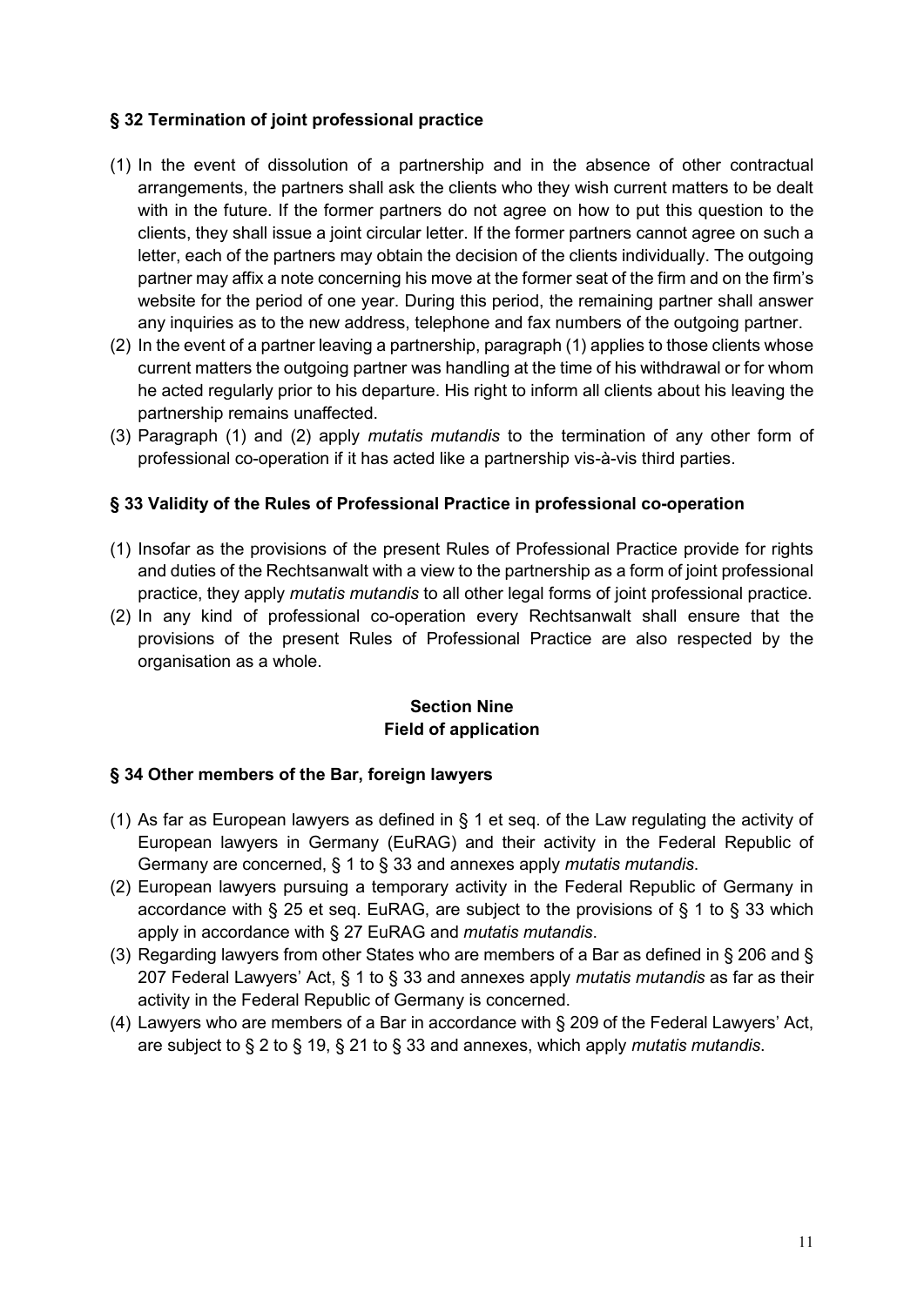### § 32 Termination of joint professional practice

(1) In the event of dissolution of a partnership and in the absence of other contractual arrangements, the partners shall ask the clients who they wish current matters to be dealt with in the future. If the former partners do not agree on how to put this question to the clients, they shall issue a joint circular letter. If the former partners cannot agree on such a letter, each of the partners may obtain the decision of the clients individually. The outgoing partner may affix a note concerning his move at the former seat of the firm and on the firm's website for the period of one year. During this period, the remaining partner shall answer any inquiries as to the new address, telephone and fax numbers of the outgoing partner.

(2) In the event of a partner leaving a partnership, paragraph (1) applies to those clients whose current matters the outgoing partner was handling at the time of his withdrawal or for whom he acted regularly prior to his departure. His right to inform all clients about his leaving the partnership remains unaffected.

(3) Paragraph (1) and (2) apply *mutatis mutandis* to the termination of any other form of professional co-operation if it has acted like a partnership vis-à-vis third parties.

### § 33 Validity of the Rules of Professional Practice in professional co-operation

(1) Insofar as the provisions of the present Rules of Professional Practice provide for rights and duties of the Rechtsanwalt with a view to the partnership as a form of joint professional practice, they apply *mutatis mutandis* to all other legal forms of joint professional practice.

(2) In any kind of professional co-operation every Rechtsanwalt shall ensure that the provisions of the present Rules of Professional Practice are also respected by the organisation as a whole.

## Section Nine
## Field of application

### § 34 Other members of the Bar, foreign lawyers

(1) As far as European lawyers as defined in § 1 et seq. of the Law regulating the activity of European lawyers in Germany (EuRAG) and their activity in the Federal Republic of Germany are concerned, § 1 to § 33 and annexes apply *mutatis mutandis*.

(2) European lawyers pursuing a temporary activity in the Federal Republic of Germany in accordance with § 25 et seq. EuRAG, are subject to the provisions of § 1 to § 33 which apply in accordance with § 27 EuRAG and *mutatis mutandis*.

(3) Regarding lawyers from other States who are members of a Bar as defined in § 206 and § 207 Federal Lawyers' Act, § 1 to § 33 and annexes apply *mutatis mutandis* as far as their activity in the Federal Republic of Germany is concerned.

(4) Lawyers who are members of a Bar in accordance with § 209 of the Federal Lawyers' Act, are subject to § 2 to § 19, § 21 to § 33 and annexes, which apply *mutatis mutandis*.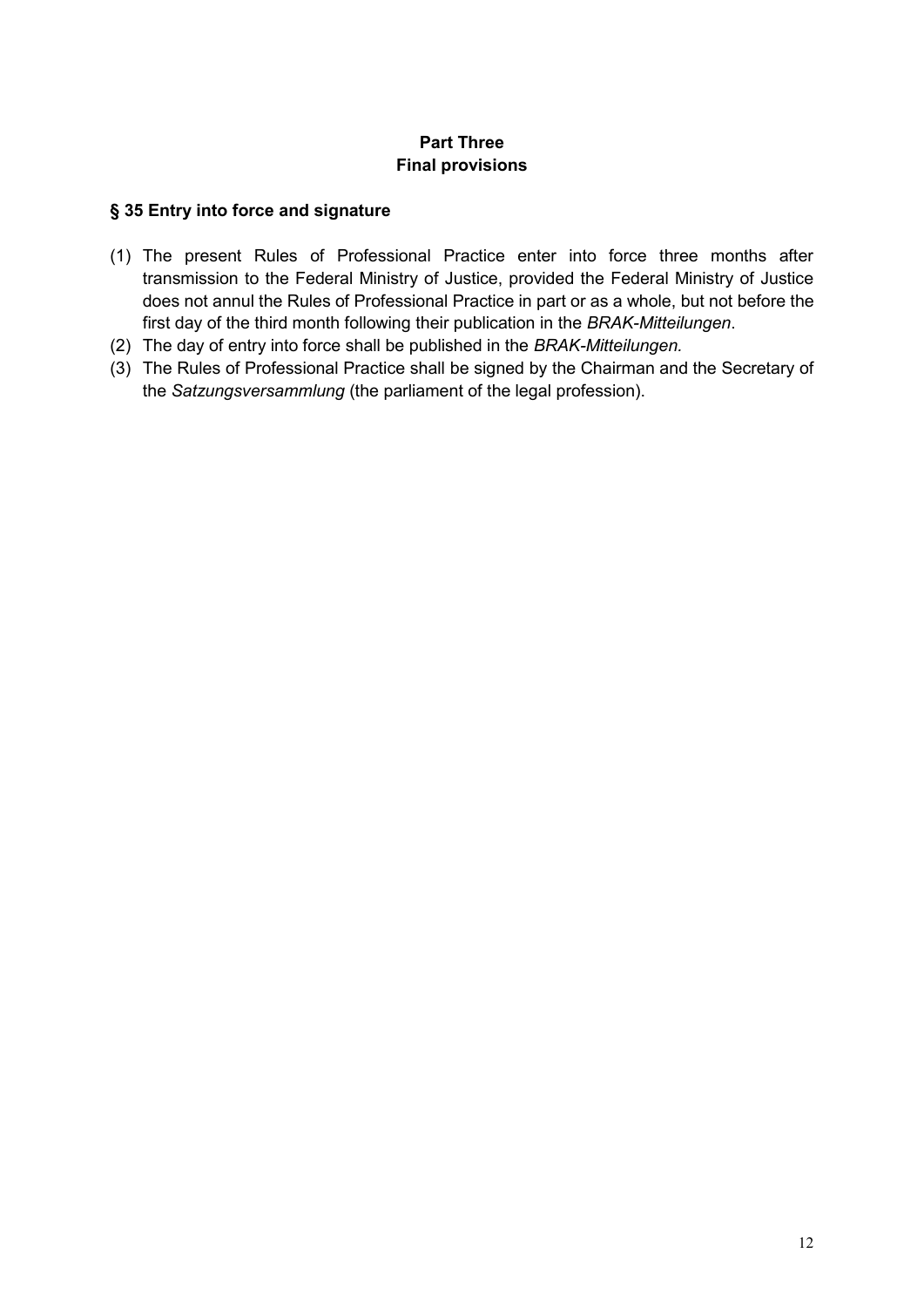## Part Three
## Final provisions

### § 35 Entry into force and signature

(1) The present Rules of Professional Practice enter into force three months after transmission to the Federal Ministry of Justice, provided the Federal Ministry of Justice does not annul the Rules of Professional Practice in part or as a whole, but not before the first day of the third month following their publication in the *BRAK-Mitteilungen*.

(2) The day of entry into force shall be published in the *BRAK-Mitteilungen.*

(3) The Rules of Professional Practice shall be signed by the Chairman and the Secretary of the *Satzungsversammlung* (the parliament of the legal profession).